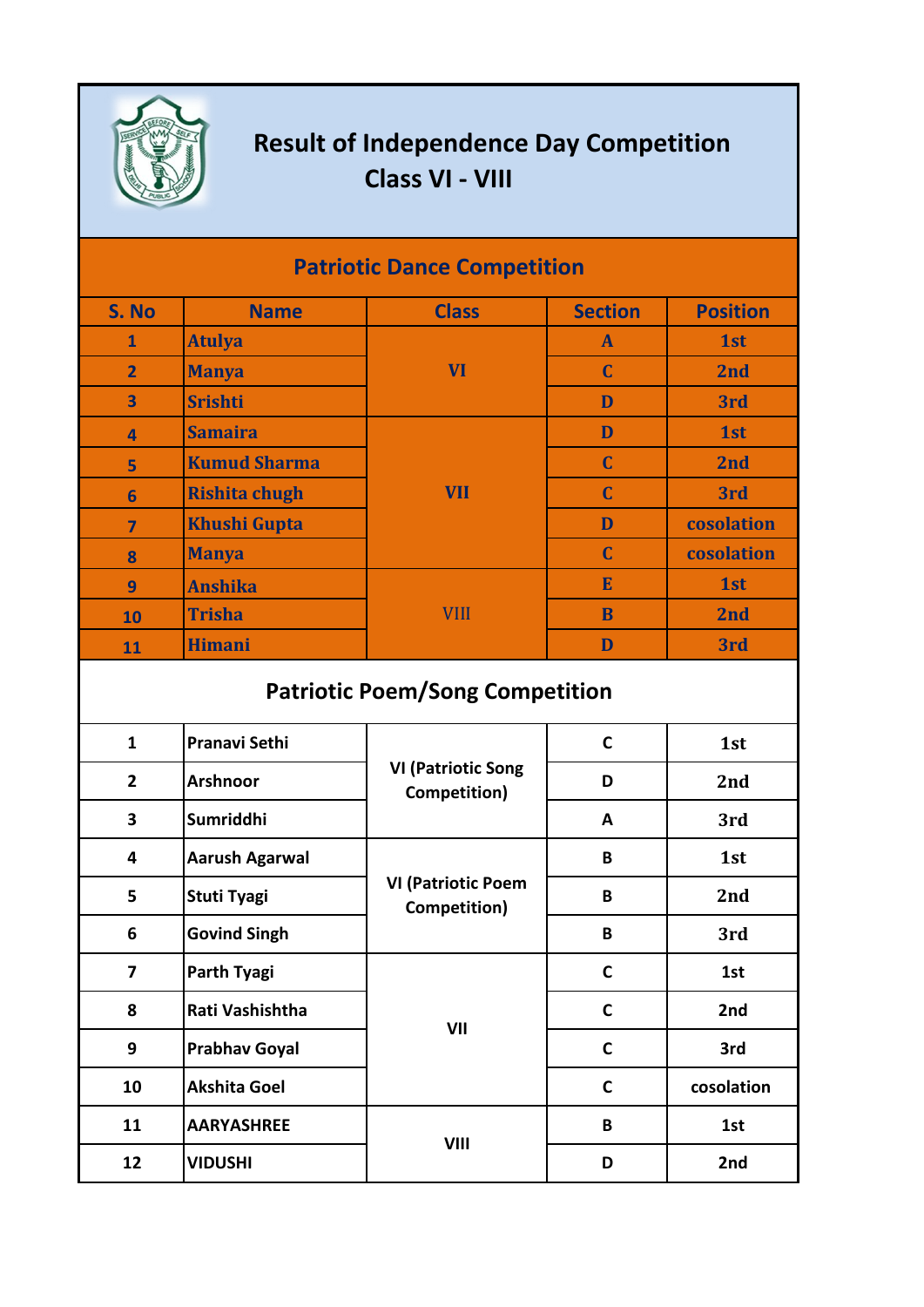# Result of Independence Day Competition
## Class VI - VIII

### Patriotic Dance Competition

| S. No | Name | Class | Section | Position |
|---|---|---|---|---|
| 1 | Atulya | VI | A | 1st |
| 2 | Manya | | C | 2nd |
| 3 | Srishti | | D | 3rd |
| 4 | Samaira | VII | D | 1st |
| 5 | Kumud Sharma | | C | 2nd |
| 6 | Rishita chugh | | C | 3rd |
| 7 | Khushi Gupta | | D | cosolation |
| 8 | Manya | | C | cosolation |
| 9 | Anshika | VIII | E | 1st |
| 10 | Trisha | | B | 2nd |
| 11 | Himani | | D | 3rd |

### Patriotic Poem/Song Competition

| S. No | Name | Class | Section | Position |
|---|---|---|---|---|
| 1 | Pranavi Sethi | VI (Patriotic Song Competition) | C | 1st |
| 2 | Arshnoor | | D | 2nd |
| 3 | Sumriddhi | | A | 3rd |
| 4 | Aarush Agarwal | VI (Patriotic Poem Competition) | B | 1st |
| 5 | Stuti Tyagi | | B | 2nd |
| 6 | Govind Singh | | B | 3rd |
| 7 | Parth Tyagi | VII | C | 1st |
| 8 | Rati Vashishtha | | C | 2nd |
| 9 | Prabhav Goyal | | C | 3rd |
| 10 | Akshita Goel | | C | cosolation |
| 11 | AARYASHREE | VIII | B | 1st |
| 12 | VIDUSHI | | D | 2nd |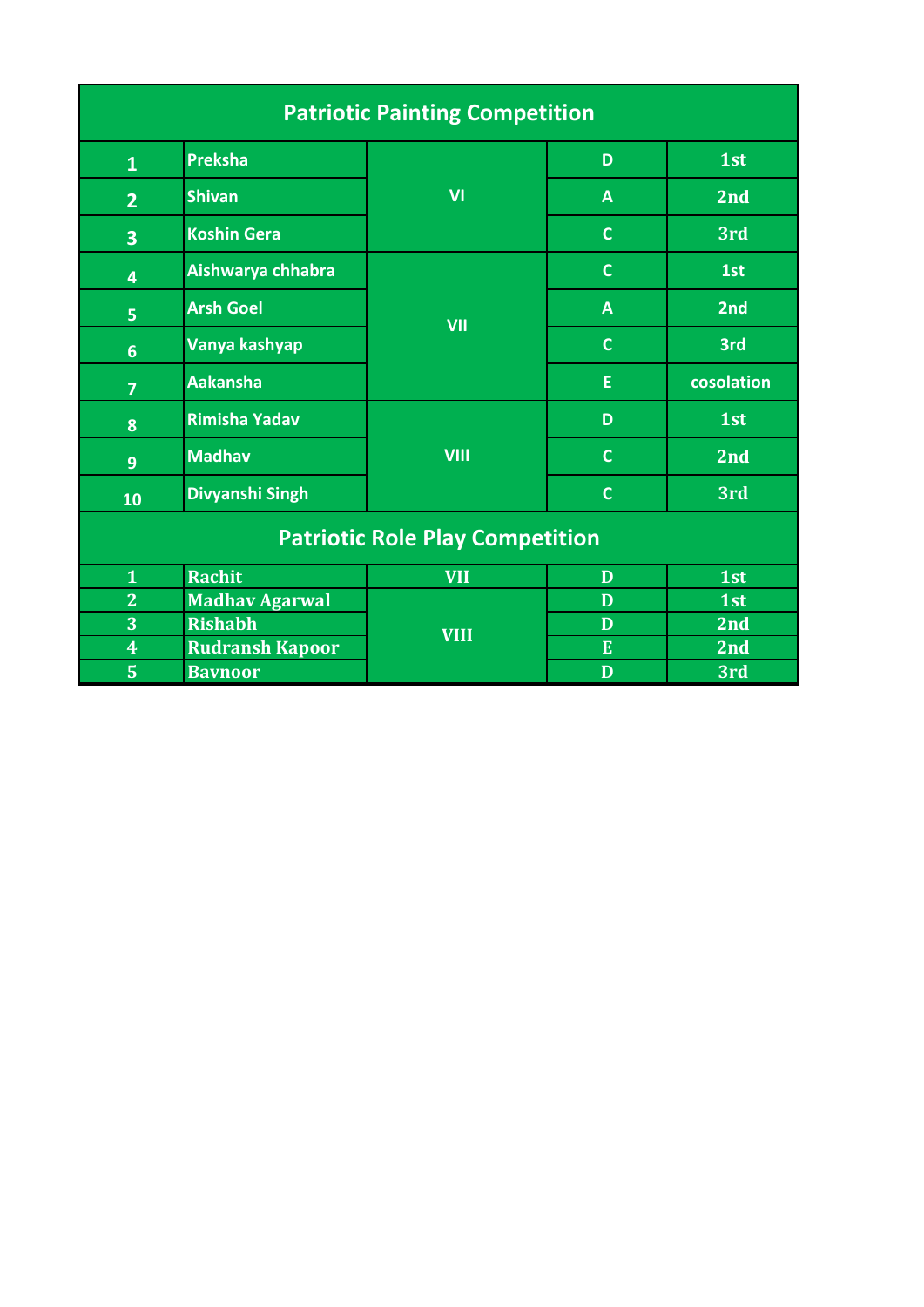## Patriotic Painting Competition

| | | | | |
|---|---|---|---|---|
| 1 | Preksha | VI | D | 1st |
| 2 | Shivan | | A | 2nd |
| 3 | Koshin Gera | | C | 3rd |
| 4 | Aishwarya chhabra | VII | C | 1st |
| 5 | Arsh Goel | | A | 2nd |
| 6 | Vanya kashyap | | C | 3rd |
| 7 | Aakansha | | E | cosolation |
| 8 | Rimisha Yadav | VIII | D | 1st |
| 9 | Madhav | | C | 2nd |
| 10 | Divyanshi Singh | | C | 3rd |

## Patriotic Role Play Competition

| | | | | |
|---|---|---|---|---|
| 1 | Rachit | VII | D | 1st |
| 2 | Madhav Agarwal | VIII | D | 1st |
| 3 | Rishabh | | D | 2nd |
| 4 | Rudransh Kapoor | | E | 2nd |
| 5 | Bavnoor | | D | 3rd |